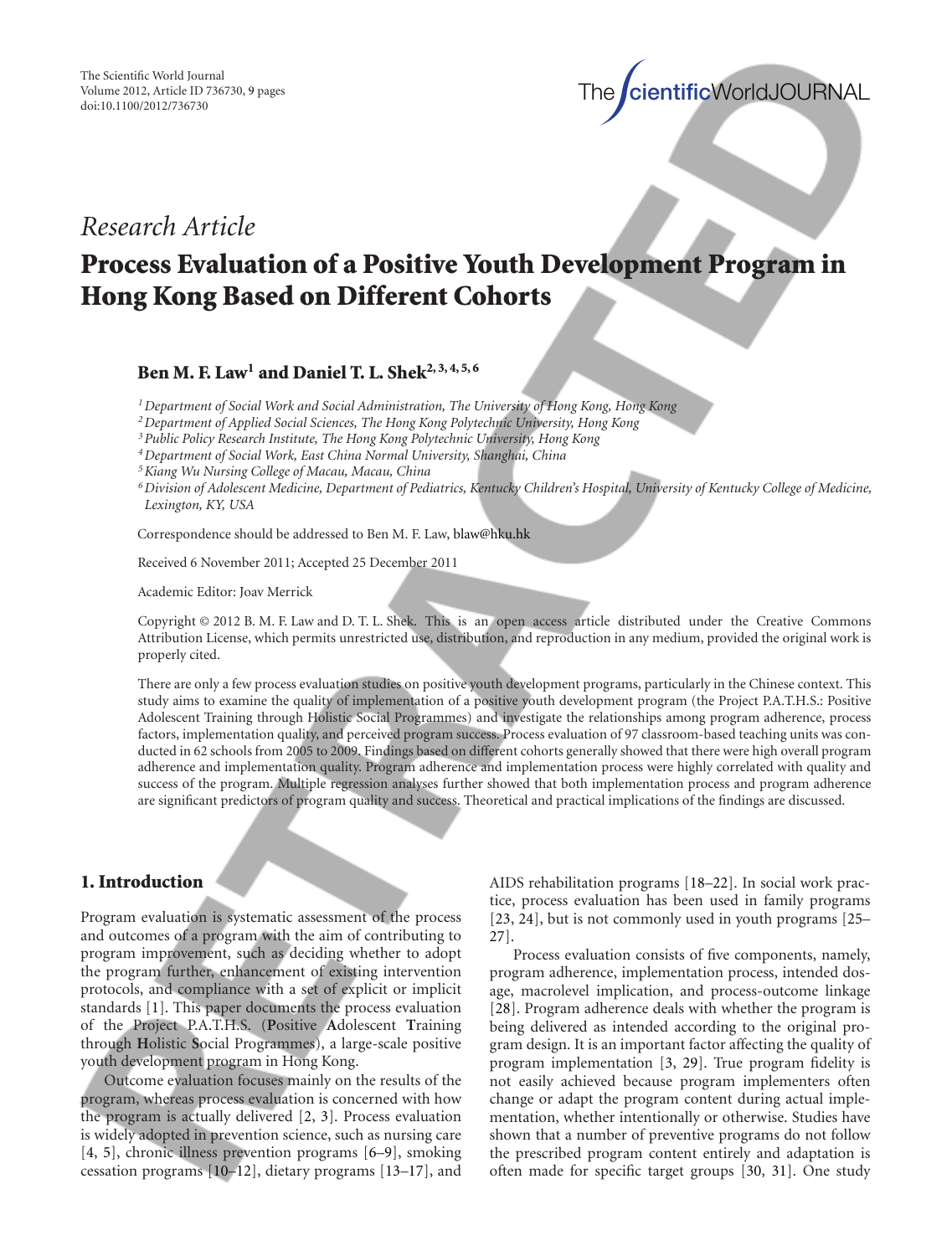The Scientific World Journal
Volume 2012, Article ID 736730, 9 pages
doi:10.1100/2012/736730

*Research Article*

# Process Evaluation of a Positive Youth Development Program in Hong Kong Based on Different Cohorts

**Ben M. F. Law[1] and Daniel T. L. Shek[2,3,4,5,6]**

[1] *Department of Social Work and Social Administration, The University of Hong Kong, Hong Kong*
[2] *Department of Applied Social Sciences, The Hong Kong Polytechnic University, Hong Kong*
[3] *Public Policy Research Institute, The Hong Kong Polytechnic University, Hong Kong*
[4] *Department of Social Work, East China Normal University, Shanghai, China*
[5] *Kiang Wu Nursing College of Macau, Macau, China*
[6] *Division of Adolescent Medicine, Department of Pediatrics, Kentucky Children's Hospital, University of Kentucky College of Medicine, Lexington, KY, USA*

Correspondence should be addressed to Ben M. F. Law, blaw@hku.hk

Received 6 November 2011; Accepted 25 December 2011

Academic Editor: Joav Merrick

Copyright © 2012 B. M. F. Law and D. T. L. Shek. This is an open access article distributed under the Creative Commons Attribution License, which permits unrestricted use, distribution, and reproduction in any medium, provided the original work is properly cited.

There are only a few process evaluation studies on positive youth development programs, particularly in the Chinese context. This study aims to examine the quality of implementation of a positive youth development program (the Project P.A.T.H.S.: Positive Adolescent Training through Holistic Social Programmes) and investigate the relationships among program adherence, process factors, implementation quality, and perceived program success. Process evaluation of 97 classroom-based teaching units was conducted in 62 schools from 2005 to 2009. Findings based on different cohorts generally showed that there were high overall program adherence and implementation quality. Program adherence and implementation process were highly correlated with quality and success of the program. Multiple regression analyses further showed that both implementation process and program adherence are significant predictors of program quality and success. Theoretical and practical implications of the findings are discussed.

## 1. Introduction

Program evaluation is systematic assessment of the process and outcomes of a program with the aim of contributing to program improvement, such as deciding whether to adopt the program further, enhancement of existing intervention protocols, and compliance with a set of explicit or implicit standards [1]. This paper documents the process evaluation of the Project P.A.T.H.S. (**P**ositive **A**dolescent **T**raining through **H**olistic **S**ocial Programmes), a large-scale positive youth development program in Hong Kong.

Outcome evaluation focuses mainly on the results of the program, whereas process evaluation is concerned with how the program is actually delivered [2, 3]. Process evaluation is widely adopted in prevention science, such as nursing care [4, 5], chronic illness prevention programs [6–9], smoking cessation programs [10–12], dietary programs [13–17], and AIDS rehabilitation programs [18–22]. In social work practice, process evaluation has been used in family programs [23, 24], but is not commonly used in youth programs [25–27].

Process evaluation consists of five components, namely, program adherence, implementation process, intended dosage, macrolevel implication, and process-outcome linkage [28]. Program adherence deals with whether the program is being delivered as intended according to the original program design. It is an important factor affecting the quality of program implementation [3, 29]. True program fidelity is not easily achieved because program implementers often change or adapt the program content during actual implementation, whether intentionally or otherwise. Studies have shown that a number of preventive programs do not follow the prescribed program content entirely and adaptation is often made for specific target groups [30, 31]. One study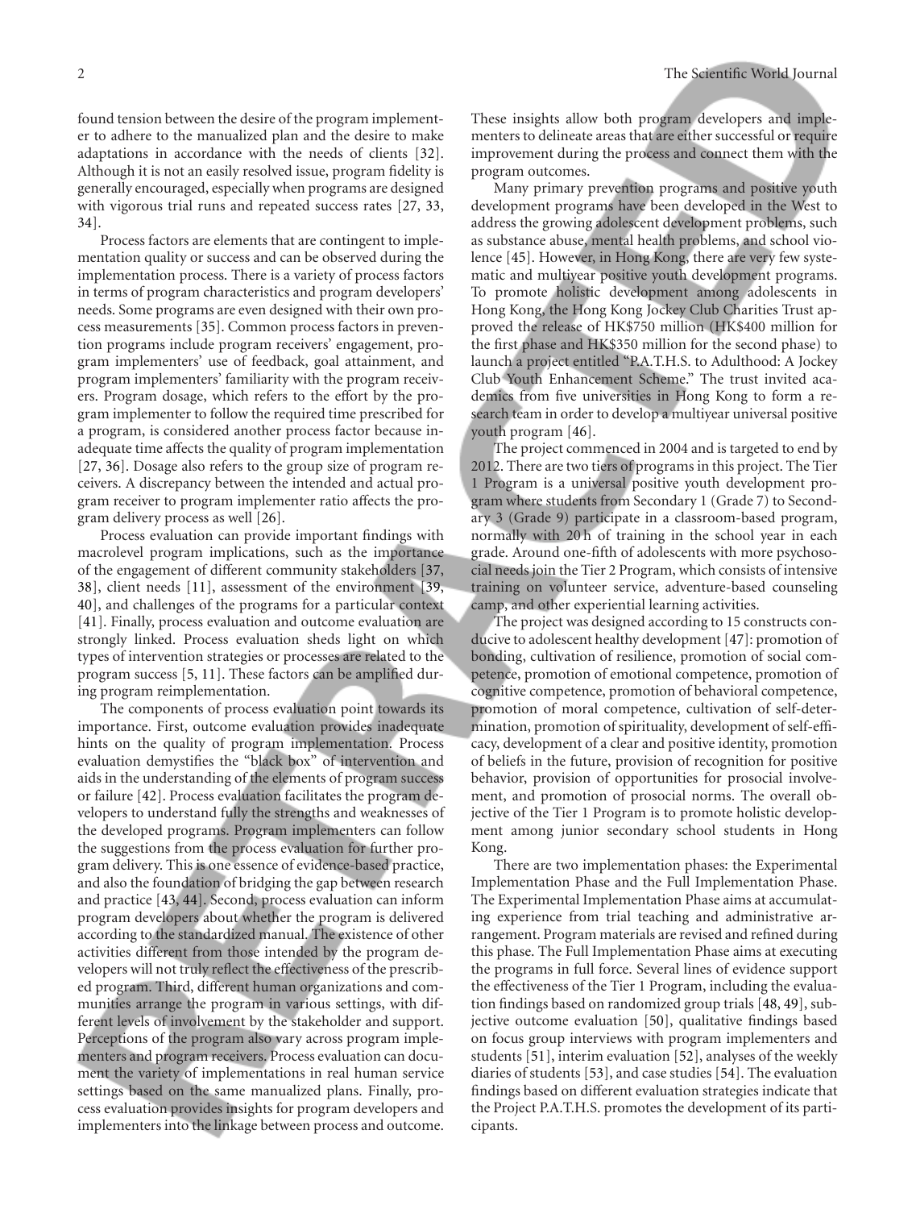found tension between the desire of the program implementer to adhere to the manualized plan and the desire to make adaptations in accordance with the needs of clients [32]. Although it is not an easily resolved issue, program fidelity is generally encouraged, especially when programs are designed with vigorous trial runs and repeated success rates [27, 33, 34].

Process factors are elements that are contingent to implementation quality or success and can be observed during the implementation process. There is a variety of process factors in terms of program characteristics and program developers' needs. Some programs are even designed with their own process measurements [35]. Common process factors in prevention programs include program receivers' engagement, program implementers' use of feedback, goal attainment, and program implementers' familiarity with the program receivers. Program dosage, which refers to the effort by the program implementer to follow the required time prescribed for a program, is considered another process factor because inadequate time affects the quality of program implementation [27, 36]. Dosage also refers to the group size of program receivers. A discrepancy between the intended and actual program receiver to program implementer ratio affects the program delivery process as well [26].

Process evaluation can provide important findings with macrolevel program implications, such as the importance of the engagement of different community stakeholders [37, 38], client needs [11], assessment of the environment [39, 40], and challenges of the programs for a particular context [41]. Finally, process evaluation and outcome evaluation are strongly linked. Process evaluation sheds light on which types of intervention strategies or processes are related to the program success [5, 11]. These factors can be amplified during program reimplementation.

The components of process evaluation point towards its importance. First, outcome evaluation provides inadequate hints on the quality of program implementation. Process evaluation demystifies the "black box" of intervention and aids in the understanding of the elements of program success or failure [42]. Process evaluation facilitates the program developers to understand fully the strengths and weaknesses of the developed programs. Program implementers can follow the suggestions from the process evaluation for further program delivery. This is one essence of evidence-based practice, and also the foundation of bridging the gap between research and practice [43, 44]. Second, process evaluation can inform program developers about whether the program is delivered according to the standardized manual. The existence of other activities different from those intended by the program developers will not truly reflect the effectiveness of the prescribed program. Third, different human organizations and communities arrange the program in various settings, with different levels of involvement by the stakeholder and support. Perceptions of the program also vary across program implementers and program receivers. Process evaluation can document the variety of implementations in real human service settings based on the same manualized plans. Finally, process evaluation provides insights for program developers and implementers into the linkage between process and outcome. These insights allow both program developers and implementers to delineate areas that are either successful or require improvement during the process and connect them with the program outcomes.

Many primary prevention programs and positive youth development programs have been developed in the West to address the growing adolescent development problems, such as substance abuse, mental health problems, and school violence [45]. However, in Hong Kong, there are very few systematic and multiyear positive youth development programs. To promote holistic development among adolescents in Hong Kong, the Hong Kong Jockey Club Charities Trust approved the release of HK$750 million (HK$400 million for the first phase and HK$350 million for the second phase) to launch a project entitled "P.A.T.H.S. to Adulthood: A Jockey Club Youth Enhancement Scheme." The trust invited academics from five universities in Hong Kong to form a research team in order to develop a multiyear universal positive youth program [46].

The project commenced in 2004 and is targeted to end by 2012. There are two tiers of programs in this project. The Tier 1 Program is a universal positive youth development program where students from Secondary 1 (Grade 7) to Secondary 3 (Grade 9) participate in a classroom-based program, normally with 20 h of training in the school year in each grade. Around one-fifth of adolescents with more psychosocial needs join the Tier 2 Program, which consists of intensive training on volunteer service, adventure-based counseling camp, and other experiential learning activities.

The project was designed according to 15 constructs conducive to adolescent healthy development [47]: promotion of bonding, cultivation of resilience, promotion of social competence, promotion of emotional competence, promotion of cognitive competence, promotion of behavioral competence, promotion of moral competence, cultivation of self-determination, promotion of spirituality, development of self-efficacy, development of a clear and positive identity, promotion of beliefs in the future, provision of recognition for positive behavior, provision of opportunities for prosocial involvement, and promotion of prosocial norms. The overall objective of the Tier 1 Program is to promote holistic development among junior secondary school students in Hong Kong.

There are two implementation phases: the Experimental Implementation Phase and the Full Implementation Phase. The Experimental Implementation Phase aims at accumulating experience from trial teaching and administrative arrangement. Program materials are revised and refined during this phase. The Full Implementation Phase aims at executing the programs in full force. Several lines of evidence support the effectiveness of the Tier 1 Program, including the evaluation findings based on randomized group trials [48, 49], subjective outcome evaluation [50], qualitative findings based on focus group interviews with program implementers and students [51], interim evaluation [52], analyses of the weekly diaries of students [53], and case studies [54]. The evaluation findings based on different evaluation strategies indicate that the Project P.A.T.H.S. promotes the development of its participants.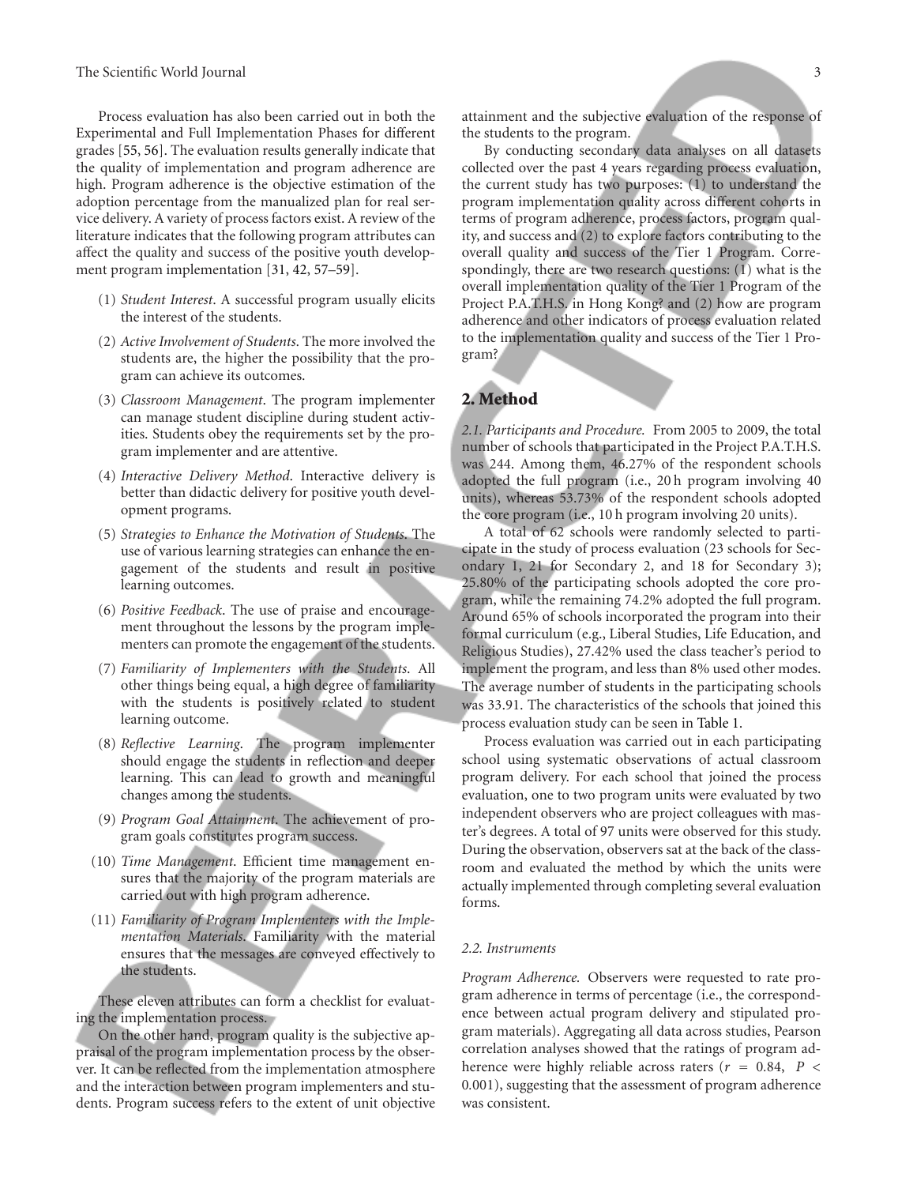Process evaluation has also been carried out in both the Experimental and Full Implementation Phases for different grades [55, 56]. The evaluation results generally indicate that the quality of implementation and program adherence are high. Program adherence is the objective estimation of the adoption percentage from the manualized plan for real service delivery. A variety of process factors exist. A review of the literature indicates that the following program attributes can affect the quality and success of the positive youth development program implementation [31, 42, 57–59].

(1) *Student Interest*. A successful program usually elicits the interest of the students.

(2) *Active Involvement of Students*. The more involved the students are, the higher the possibility that the program can achieve its outcomes.

(3) *Classroom Management*. The program implementer can manage student discipline during student activities. Students obey the requirements set by the program implementer and are attentive.

(4) *Interactive Delivery Method*. Interactive delivery is better than didactic delivery for positive youth development programs.

(5) *Strategies to Enhance the Motivation of Students*. The use of various learning strategies can enhance the engagement of the students and result in positive learning outcomes.

(6) *Positive Feedback*. The use of praise and encouragement throughout the lessons by the program implementers can promote the engagement of the students.

(7) *Familiarity of Implementers with the Students*. All other things being equal, a high degree of familiarity with the students is positively related to student learning outcome.

(8) *Reflective Learning*. The program implementer should engage the students in reflection and deeper learning. This can lead to growth and meaningful changes among the students.

(9) *Program Goal Attainment*. The achievement of program goals constitutes program success.

(10) *Time Management*. Efficient time management ensures that the majority of the program materials are carried out with high program adherence.

(11) *Familiarity of Program Implementers with the Implementation Materials*. Familiarity with the material ensures that the messages are conveyed effectively to the students.

These eleven attributes can form a checklist for evaluating the implementation process.

On the other hand, program quality is the subjective appraisal of the program implementation process by the observer. It can be reflected from the implementation atmosphere and the interaction between program implementers and students. Program success refers to the extent of unit objective attainment and the subjective evaluation of the response of the students to the program.

By conducting secondary data analyses on all datasets collected over the past 4 years regarding process evaluation, the current study has two purposes: (1) to understand the program implementation quality across different cohorts in terms of program adherence, process factors, program quality, and success and (2) to explore factors contributing to the overall quality and success of the Tier 1 Program. Correspondingly, there are two research questions: (1) what is the overall implementation quality of the Tier 1 Program of the Project P.A.T.H.S. in Hong Kong? and (2) how are program adherence and other indicators of process evaluation related to the implementation quality and success of the Tier 1 Program?

## 2. Method

*2.1. Participants and Procedure.* From 2005 to 2009, the total number of schools that participated in the Project P.A.T.H.S. was 244. Among them, 46.27% of the respondent schools adopted the full program (i.e., 20 h program involving 40 units), whereas 53.73% of the respondent schools adopted the core program (i.e., 10 h program involving 20 units).

A total of 62 schools were randomly selected to participate in the study of process evaluation (23 schools for Secondary 1, 21 for Secondary 2, and 18 for Secondary 3); 25.80% of the participating schools adopted the core program, while the remaining 74.2% adopted the full program. Around 65% of schools incorporated the program into their formal curriculum (e.g., Liberal Studies, Life Education, and Religious Studies), 27.42% used the class teacher's period to implement the program, and less than 8% used other modes. The average number of students in the participating schools was 33.91. The characteristics of the schools that joined this process evaluation study can be seen in Table 1.

Process evaluation was carried out in each participating school using systematic observations of actual classroom program delivery. For each school that joined the process evaluation, one to two program units were evaluated by two independent observers who are project colleagues with master's degrees. A total of 97 units were observed for this study. During the observation, observers sat at the back of the classroom and evaluated the method by which the units were actually implemented through completing several evaluation forms.

*2.2. Instruments*

*Program Adherence.* Observers were requested to rate program adherence in terms of percentage (i.e., the correspondence between actual program delivery and stipulated program materials). Aggregating all data across studies, Pearson correlation analyses showed that the ratings of program adherence were highly reliable across raters ($r = 0.84$, $P < 0.001$), suggesting that the assessment of program adherence was consistent.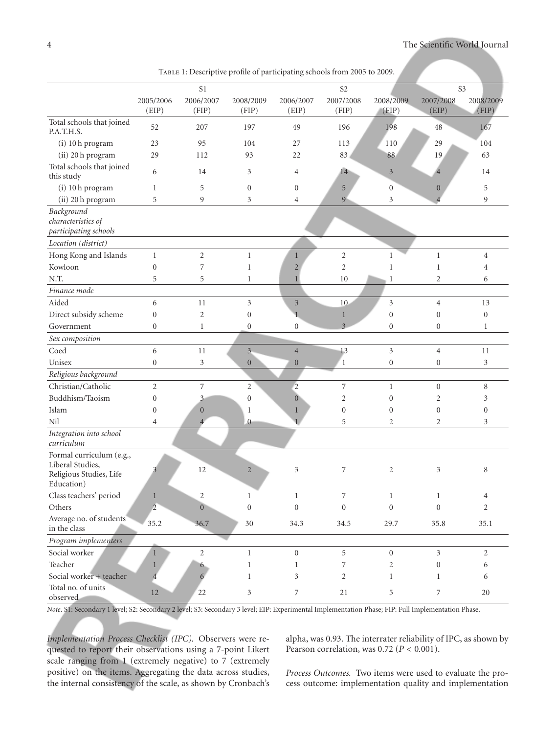Table 1: Descriptive profile of participating schools from 2005 to 2009.

| | S1 | | | S2 | | | S3 | |
|---|---|---|---|---|---|---|---|---|
| | 2005/2006 (EIP) | 2006/2007 (FIP) | 2008/2009 (FIP) | 2006/2007 (EIP) | 2007/2008 (FIP) | 2008/2009 (FIP) | 2007/2008 (EIP) | 2008/2009 (FIP) |
| Total schools that joined P.A.T.H.S. | 52 | 207 | 197 | 49 | 196 | 198 | 48 | 167 |
| (i) 10 h program | 23 | 95 | 104 | 27 | 113 | 110 | 29 | 104 |
| (ii) 20 h program | 29 | 112 | 93 | 22 | 83 | 88 | 19 | 63 |
| Total schools that joined this study | 6 | 14 | 3 | 4 | 14 | 3 | 4 | 14 |
| (i) 10 h program | 1 | 5 | 0 | 0 | 5 | 0 | 0 | 5 |
| (ii) 20 h program | 5 | 9 | 3 | 4 | 9 | 3 | 4 | 9 |
| *Background characteristics of participating schools* | | | | | | | | |
| *Location (district)* | | | | | | | | |
| Hong Kong and Islands | 1 | 2 | 1 | 1 | 2 | 1 | 1 | 4 |
| Kowloon | 0 | 7 | 1 | 2 | 2 | 1 | 1 | 4 |
| N.T. | 5 | 5 | 1 | 1 | 10 | 1 | 2 | 6 |
| *Finance mode* | | | | | | | | |
| Aided | 6 | 11 | 3 | 3 | 10 | 3 | 4 | 13 |
| Direct subsidy scheme | 0 | 2 | 0 | 1 | 1 | 0 | 0 | 0 |
| Government | 0 | 1 | 0 | 0 | 3 | 0 | 0 | 1 |
| *Sex composition* | | | | | | | | |
| Coed | 6 | 11 | 3 | 4 | 13 | 3 | 4 | 11 |
| Unisex | 0 | 3 | 0 | 0 | 1 | 0 | 0 | 3 |
| *Religious background* | | | | | | | | |
| Christian/Catholic | 2 | 7 | 2 | 2 | 7 | 1 | 0 | 8 |
| Buddhism/Taoism | 0 | 3 | 0 | 0 | 2 | 0 | 2 | 3 |
| Islam | 0 | 0 | 1 | 1 | 0 | 0 | 0 | 0 |
| Nil | 4 | 4 | 0 | 1 | 5 | 2 | 2 | 3 |
| *Integration into school curriculum* | | | | | | | | |
| Formal curriculum (e.g., Liberal Studies, Religious Studies, Life Education) | 3 | 12 | 2 | 3 | 7 | 2 | 3 | 8 |
| Class teachers' period | 1 | 2 | 1 | 1 | 7 | 1 | 1 | 4 |
| Others | 2 | 0 | 0 | 0 | 0 | 0 | 0 | 2 |
| Average no. of students in the class | 35.2 | 36.7 | 30 | 34.3 | 34.5 | 29.7 | 35.8 | 35.1 |
| *Program implementers* | | | | | | | | |
| Social worker | 1 | 2 | 1 | 0 | 5 | 0 | 3 | 2 |
| Teacher | 1 | 6 | 1 | 1 | 7 | 2 | 0 | 6 |
| Social worker + teacher | 4 | 6 | 1 | 3 | 2 | 1 | 1 | 6 |
| Total no. of units observed | 12 | 22 | 3 | 7 | 21 | 5 | 7 | 20 |

*Note*. S1: Secondary 1 level; S2: Secondary 2 level; S3: Secondary 3 level; EIP: Experimental Implementation Phase; FIP: Full Implementation Phase.

*Implementation Process Checklist (IPC).* Observers were requested to report their observations using a 7-point Likert scale ranging from 1 (extremely negative) to 7 (extremely positive) on the items. Aggregating the data across studies, the internal consistency of the scale, as shown by Cronbach's alpha, was 0.93. The interrater reliability of IPC, as shown by Pearson correlation, was 0.72 ($P < 0.001$).

*Process Outcomes.* Two items were used to evaluate the process outcome: implementation quality and implementation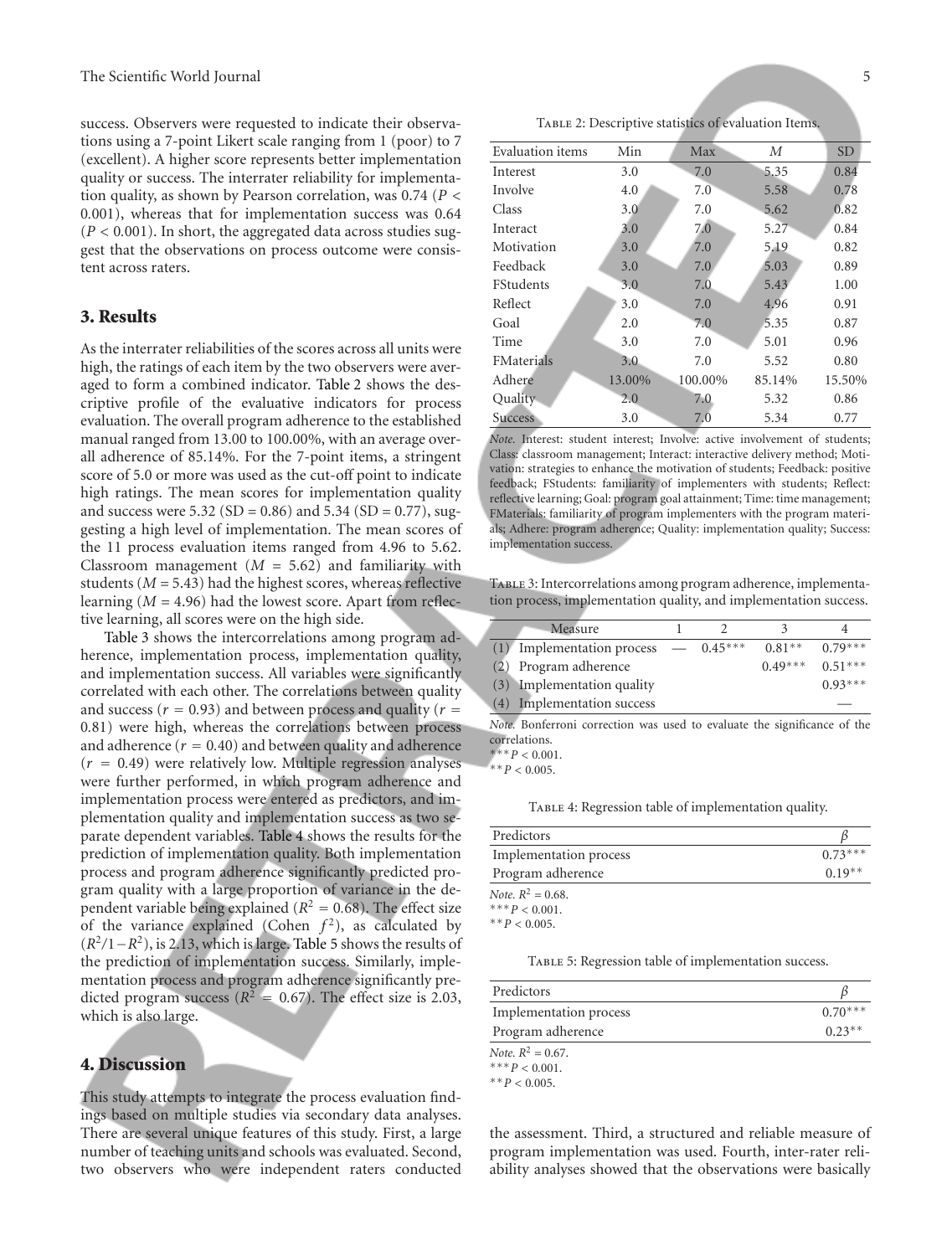success. Observers were requested to indicate their observations using a 7-point Likert scale ranging from 1 (poor) to 7 (excellent). A higher score represents better implementation quality or success. The interrater reliability for implementation quality, as shown by Pearson correlation, was 0.74 ($P < 0.001$), whereas that for implementation success was 0.64 ($P < 0.001$). In short, the aggregated data across studies suggest that the observations on process outcome were consistent across raters.

## 3. Results

As the interrater reliabilities of the scores across all units were high, the ratings of each item by the two observers were averaged to form a combined indicator. Table 2 shows the descriptive profile of the evaluative indicators for process evaluation. The overall program adherence to the established manual ranged from 13.00 to 100.00%, with an average overall adherence of 85.14%. For the 7-point items, a stringent score of 5.0 or more was used as the cut-off point to indicate high ratings. The mean scores for implementation quality and success were 5.32 (SD = 0.86) and 5.34 (SD = 0.77), suggesting a high level of implementation. The mean scores of the 11 process evaluation items ranged from 4.96 to 5.62. Classroom management ($M = 5.62$) and familiarity with students ($M = 5.43$) had the highest scores, whereas reflective learning ($M = 4.96$) had the lowest score. Apart from reflective learning, all scores were on the high side.

Table 3 shows the intercorrelations among program adherence, implementation process, implementation quality, and implementation success. All variables were significantly correlated with each other. The correlations between quality and success ($r = 0.93$) and between process and quality ($r = 0.81$) were high, whereas the correlations between process and adherence ($r = 0.40$) and between quality and adherence ($r = 0.49$) were relatively low. Multiple regression analyses were further performed, in which program adherence and implementation process were entered as predictors, and implementation quality and implementation success as two separate dependent variables. Table 4 shows the results for the prediction of implementation quality. Both implementation process and program adherence significantly predicted program quality with a large proportion of variance in the dependent variable being explained ($R^2 = 0.68$). The effect size of the variance explained (Cohen $f^2$), as calculated by $(R^2/1-R^2)$, is 2.13, which is large. Table 5 shows the results of the prediction of implementation success. Similarly, implementation process and program adherence significantly predicted program success ($R^2 = 0.67$). The effect size is 2.03, which is also large.

Table 2: Descriptive statistics of evaluation Items.

| Evaluation items | Min | Max | $M$ | SD |
|---|---|---|---|---|
| Interest | 3.0 | 7.0 | 5.35 | 0.84 |
| Involve | 4.0 | 7.0 | 5.58 | 0.78 |
| Class | 3.0 | 7.0 | 5.62 | 0.82 |
| Interact | 3.0 | 7.0 | 5.27 | 0.84 |
| Motivation | 3.0 | 7.0 | 5.19 | 0.82 |
| Feedback | 3.0 | 7.0 | 5.03 | 0.89 |
| FStudents | 3.0 | 7.0 | 5.43 | 1.00 |
| Reflect | 3.0 | 7.0 | 4.96 | 0.91 |
| Goal | 2.0 | 7.0 | 5.35 | 0.87 |
| Time | 3.0 | 7.0 | 5.01 | 0.96 |
| FMaterials | 3.0 | 7.0 | 5.52 | 0.80 |
| Adhere | 13.00% | 100.00% | 85.14% | 15.50% |
| Quality | 2.0 | 7.0 | 5.32 | 0.86 |
| Success | 3.0 | 7.0 | 5.34 | 0.77 |

*Note.* Interest: student interest; Involve: active involvement of students; Class: classroom management; Interact: interactive delivery method; Motivation: strategies to enhance the motivation of students; Feedback: positive feedback; FStudents: familiarity of implementers with students; Reflect: reflective learning; Goal: program goal attainment; Time: time management; FMaterials: familiarity of program implementers with the program materials; Adhere: program adherence; Quality: implementation quality; Success: implementation success.

Table 3: Intercorrelations among program adherence, implementation process, implementation quality, and implementation success.

| Measure | 1 | 2 | 3 | 4 |
|---|---|---|---|---|
| (1) Implementation process | — | 0.45*** | 0.81** | 0.79*** |
| (2) Program adherence | | | 0.49*** | 0.51*** |
| (3) Implementation quality | | | | 0.93*** |
| (4) Implementation success | | | | — |

*Note.* Bonferroni correction was used to evaluate the significance of the correlations.
*** $P < 0.001$.
** $P < 0.005$.

Table 4: Regression table of implementation quality.

| Predictors | $\beta$ |
|---|---|
| Implementation process | 0.73*** |
| Program adherence | 0.19** |

*Note.* $R^2 = 0.68$.
*** $P < 0.001$.
** $P < 0.005$.

Table 5: Regression table of implementation success.

| Predictors | $\beta$ |
|---|---|
| Implementation process | 0.70*** |
| Program adherence | 0.23** |

*Note.* $R^2 = 0.67$.
*** $P < 0.001$.
** $P < 0.005$.

## 4. Discussion

This study attempts to integrate the process evaluation findings based on multiple studies via secondary data analyses. There are several unique features of this study. First, a large number of teaching units and schools was evaluated. Second, two observers who were independent raters conducted the assessment. Third, a structured and reliable measure of program implementation was used. Fourth, inter-rater reliability analyses showed that the observations were basically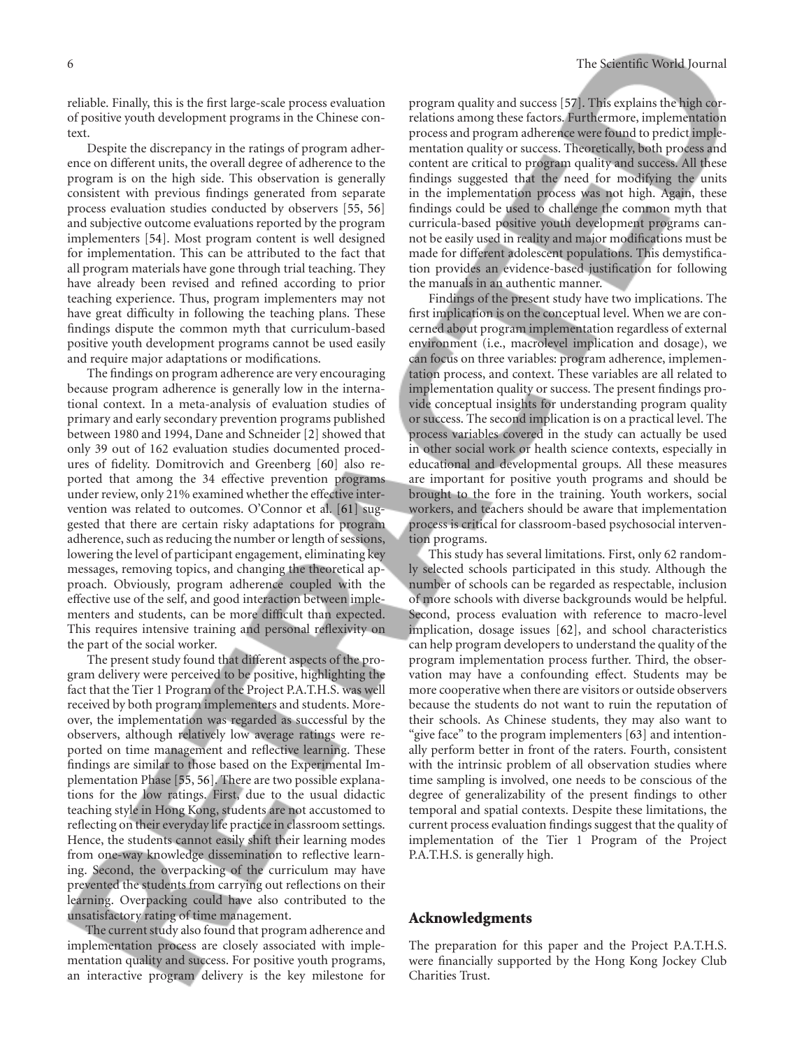reliable. Finally, this is the first large-scale process evaluation of positive youth development programs in the Chinese context.

Despite the discrepancy in the ratings of program adherence on different units, the overall degree of adherence to the program is on the high side. This observation is generally consistent with previous findings generated from separate process evaluation studies conducted by observers [55, 56] and subjective outcome evaluations reported by the program implementers [54]. Most program content is well designed for implementation. This can be attributed to the fact that all program materials have gone through trial teaching. They have already been revised and refined according to prior teaching experience. Thus, program implementers may not have great difficulty in following the teaching plans. These findings dispute the common myth that curriculum-based positive youth development programs cannot be used easily and require major adaptations or modifications.

The findings on program adherence are very encouraging because program adherence is generally low in the international context. In a meta-analysis of evaluation studies of primary and early secondary prevention programs published between 1980 and 1994, Dane and Schneider [2] showed that only 39 out of 162 evaluation studies documented procedures of fidelity. Domitrovich and Greenberg [60] also reported that among the 34 effective prevention programs under review, only 21% examined whether the effective intervention was related to outcomes. O'Connor et al. [61] suggested that there are certain risky adaptations for program adherence, such as reducing the number or length of sessions, lowering the level of participant engagement, eliminating key messages, removing topics, and changing the theoretical approach. Obviously, program adherence coupled with the effective use of the self, and good interaction between implementers and students, can be more difficult than expected. This requires intensive training and personal reflexivity on the part of the social worker.

The present study found that different aspects of the program delivery were perceived to be positive, highlighting the fact that the Tier 1 Program of the Project P.A.T.H.S. was well received by both program implementers and students. Moreover, the implementation was regarded as successful by the observers, although relatively low average ratings were reported on time management and reflective learning. These findings are similar to those based on the Experimental Implementation Phase [55, 56]. There are two possible explanations for the low ratings. First, due to the usual didactic teaching style in Hong Kong, students are not accustomed to reflecting on their everyday life practice in classroom settings. Hence, the students cannot easily shift their learning modes from one-way knowledge dissemination to reflective learning. Second, the overpacking of the curriculum may have prevented the students from carrying out reflections on their learning. Overpacking could have also contributed to the unsatisfactory rating of time management.

The current study also found that program adherence and implementation process are closely associated with implementation quality and success. For positive youth programs, an interactive program delivery is the key milestone for program quality and success [57]. This explains the high correlations among these factors. Furthermore, implementation process and program adherence were found to predict implementation quality or success. Theoretically, both process and content are critical to program quality and success. All these findings suggested that the need for modifying the units in the implementation process was not high. Again, these findings could be used to challenge the common myth that curricula-based positive youth development programs cannot be easily used in reality and major modifications must be made for different adolescent populations. This demystification provides an evidence-based justification for following the manuals in an authentic manner.

Findings of the present study have two implications. The first implication is on the conceptual level. When we are concerned about program implementation regardless of external environment (i.e., macrolevel implication and dosage), we can focus on three variables: program adherence, implementation process, and context. These variables are all related to implementation quality or success. The present findings provide conceptual insights for understanding program quality or success. The second implication is on a practical level. The process variables covered in the study can actually be used in other social work or health science contexts, especially in educational and developmental groups. All these measures are important for positive youth programs and should be brought to the fore in the training. Youth workers, social workers, and teachers should be aware that implementation process is critical for classroom-based psychosocial intervention programs.

This study has several limitations. First, only 62 randomly selected schools participated in this study. Although the number of schools can be regarded as respectable, inclusion of more schools with diverse backgrounds would be helpful. Second, process evaluation with reference to macro-level implication, dosage issues [62], and school characteristics can help program developers to understand the quality of the program implementation process further. Third, the observation may have a confounding effect. Students may be more cooperative when there are visitors or outside observers because the students do not want to ruin the reputation of their schools. As Chinese students, they may also want to "give face" to the program implementers [63] and intentionally perform better in front of the raters. Fourth, consistent with the intrinsic problem of all observation studies where time sampling is involved, one needs to be conscious of the degree of generalizability of the present findings to other temporal and spatial contexts. Despite these limitations, the current process evaluation findings suggest that the quality of implementation of the Tier 1 Program of the Project P.A.T.H.S. is generally high.

## Acknowledgments

The preparation for this paper and the Project P.A.T.H.S. were financially supported by the Hong Kong Jockey Club Charities Trust.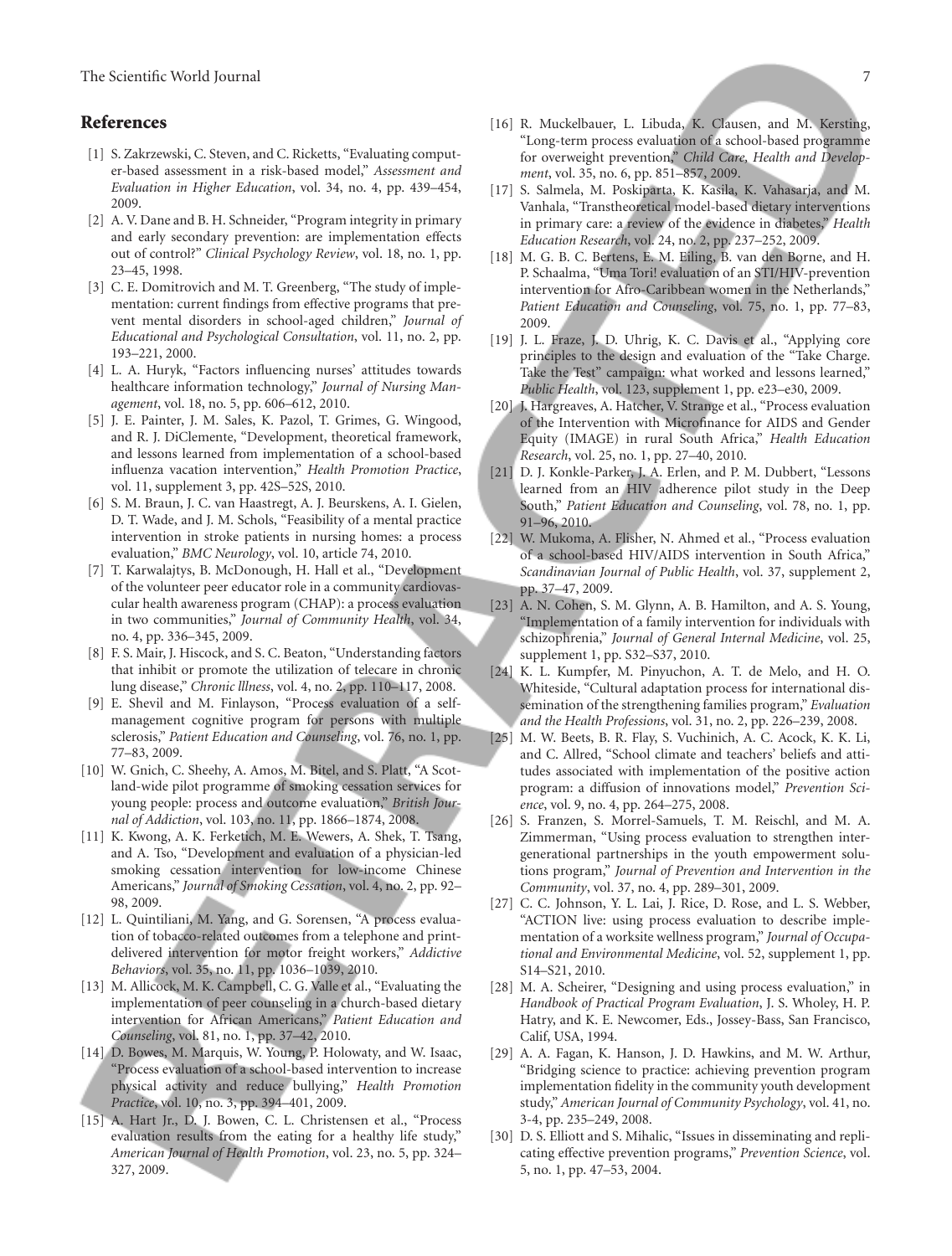## References

[1] S. Zakrzewski, C. Steven, and C. Ricketts, "Evaluating computer-based assessment in a risk-based model," *Assessment and Evaluation in Higher Education*, vol. 34, no. 4, pp. 439–454, 2009.

[2] A. V. Dane and B. H. Schneider, "Program integrity in primary and early secondary prevention: are implementation effects out of control?" *Clinical Psychology Review*, vol. 18, no. 1, pp. 23–45, 1998.

[3] C. E. Domitrovich and M. T. Greenberg, "The study of implementation: current findings from effective programs that prevent mental disorders in school-aged children," *Journal of Educational and Psychological Consultation*, vol. 11, no. 2, pp. 193–221, 2000.

[4] L. A. Huryk, "Factors influencing nurses' attitudes towards healthcare information technology," *Journal of Nursing Management*, vol. 18, no. 5, pp. 606–612, 2010.

[5] J. E. Painter, J. M. Sales, K. Pazol, T. Grimes, G. Wingood, and R. J. DiClemente, "Development, theoretical framework, and lessons learned from implementation of a school-based influenza vacation intervention," *Health Promotion Practice*, vol. 11, supplement 3, pp. 42S–52S, 2010.

[6] S. M. Braun, J. C. van Haastregt, A. J. Beurskens, A. I. Gielen, D. T. Wade, and J. M. Schols, "Feasibility of a mental practice intervention in stroke patients in nursing homes: a process evaluation," *BMC Neurology*, vol. 10, article 74, 2010.

[7] T. Karwalajtys, B. McDonough, H. Hall et al., "Development of the volunteer peer educator role in a community cardiovascular health awareness program (CHAP): a process evaluation in two communities," *Journal of Community Health*, vol. 34, no. 4, pp. 336–345, 2009.

[8] F. S. Mair, J. Hiscock, and S. C. Beaton, "Understanding factors that inhibit or promote the utilization of telecare in chronic lung disease," *Chronic Illness*, vol. 4, no. 2, pp. 110–117, 2008.

[9] E. Shevil and M. Finlayson, "Process evaluation of a self-management cognitive program for persons with multiple sclerosis," *Patient Education and Counseling*, vol. 76, no. 1, pp. 77–83, 2009.

[10] W. Gnich, C. Sheehy, A. Amos, M. Bitel, and S. Platt, "A Scotland-wide pilot programme of smoking cessation services for young people: process and outcome evaluation," *British Journal of Addiction*, vol. 103, no. 11, pp. 1866–1874, 2008.

[11] K. Kwong, A. K. Ferketich, M. E. Wewers, A. Shek, T. Tsang, and A. Tso, "Development and evaluation of a physician-led smoking cessation intervention for low-income Chinese Americans," *Journal of Smoking Cessation*, vol. 4, no. 2, pp. 92–98, 2009.

[12] L. Quintiliani, M. Yang, and G. Sorensen, "A process evaluation of tobacco-related outcomes from a telephone and print-delivered intervention for motor freight workers," *Addictive Behaviors*, vol. 35, no. 11, pp. 1036–1039, 2010.

[13] M. Allicock, M. K. Campbell, C. G. Valle et al., "Evaluating the implementation of peer counseling in a church-based dietary intervention for African Americans," *Patient Education and Counseling*, vol. 81, no. 1, pp. 37–42, 2010.

[14] D. Bowes, M. Marquis, W. Young, P. Holowaty, and W. Isaac, "Process evaluation of a school-based intervention to increase physical activity and reduce bullying," *Health Promotion Practice*, vol. 10, no. 3, pp. 394–401, 2009.

[15] A. Hart Jr., D. J. Bowen, C. L. Christensen et al., "Process evaluation results from the eating for a healthy life study," *American Journal of Health Promotion*, vol. 23, no. 5, pp. 324–327, 2009.

[16] R. Muckelbauer, L. Libuda, K. Clausen, and M. Kersting, "Long-term process evaluation of a school-based programme for overweight prevention," *Child Care, Health and Development*, vol. 35, no. 6, pp. 851–857, 2009.

[17] S. Salmela, M. Poskiparta, K. Kasila, K. Vahasarja, and M. Vanhala, "Transtheoretical model-based dietary interventions in primary care: a review of the evidence in diabetes," *Health Education Research*, vol. 24, no. 2, pp. 237–252, 2009.

[18] M. G. B. C. Bertens, E. M. Eiling, B. van den Borne, and H. P. Schaalma, "Uma Tori! evaluation of an STI/HIV-prevention intervention for Afro-Caribbean women in the Netherlands," *Patient Education and Counseling*, vol. 75, no. 1, pp. 77–83, 2009.

[19] J. L. Fraze, J. D. Uhrig, K. C. Davis et al., "Applying core principles to the design and evaluation of the "Take Charge. Take the Test" campaign: what worked and lessons learned," *Public Health*, vol. 123, supplement 1, pp. e23–e30, 2009.

[20] J. Hargreaves, A. Hatcher, V. Strange et al., "Process evaluation of the Intervention with Microfinance for AIDS and Gender Equity (IMAGE) in rural South Africa," *Health Education Research*, vol. 25, no. 1, pp. 27–40, 2010.

[21] D. J. Konkle-Parker, J. A. Erlen, and P. M. Dubbert, "Lessons learned from an HIV adherence pilot study in the Deep South," *Patient Education and Counseling*, vol. 78, no. 1, pp. 91–96, 2010.

[22] W. Mukoma, A. Flisher, N. Ahmed et al., "Process evaluation of a school-based HIV/AIDS intervention in South Africa," *Scandinavian Journal of Public Health*, vol. 37, supplement 2, pp. 37–47, 2009.

[23] A. N. Cohen, S. M. Glynn, A. B. Hamilton, and A. S. Young, "Implementation of a family intervention for individuals with schizophrenia," *Journal of General Internal Medicine*, vol. 25, supplement 1, pp. S32–S37, 2010.

[24] K. L. Kumpfer, M. Pinyuchon, A. T. de Melo, and H. O. Whiteside, "Cultural adaptation process for international dissemination of the strengthening families program," *Evaluation and the Health Professions*, vol. 31, no. 2, pp. 226–239, 2008.

[25] M. W. Beets, B. R. Flay, S. Vuchinich, A. C. Acock, K. K. Li, and C. Allred, "School climate and teachers' beliefs and attitudes associated with implementation of the positive action program: a diffusion of innovations model," *Prevention Science*, vol. 9, no. 4, pp. 264–275, 2008.

[26] S. Franzen, S. Morrel-Samuels, T. M. Reischl, and M. A. Zimmerman, "Using process evaluation to strengthen intergenerational partnerships in the youth empowerment solutions program," *Journal of Prevention and Intervention in the Community*, vol. 37, no. 4, pp. 289–301, 2009.

[27] C. C. Johnson, Y. L. Lai, J. Rice, D. Rose, and L. S. Webber, "ACTION live: using process evaluation to describe implementation of a worksite wellness program," *Journal of Occupational and Environmental Medicine*, vol. 52, supplement 1, pp. S14–S21, 2010.

[28] M. A. Scheirer, "Designing and using process evaluation," in *Handbook of Practical Program Evaluation*, J. S. Wholey, H. P. Hatry, and K. E. Newcomer, Eds., Jossey-Bass, San Francisco, Calif, USA, 1994.

[29] A. A. Fagan, K. Hanson, J. D. Hawkins, and M. W. Arthur, "Bridging science to practice: achieving prevention program implementation fidelity in the community youth development study," *American Journal of Community Psychology*, vol. 41, no. 3-4, pp. 235–249, 2008.

[30] D. S. Elliott and S. Mihalic, "Issues in disseminating and replicating effective prevention programs," *Prevention Science*, vol. 5, no. 1, pp. 47–53, 2004.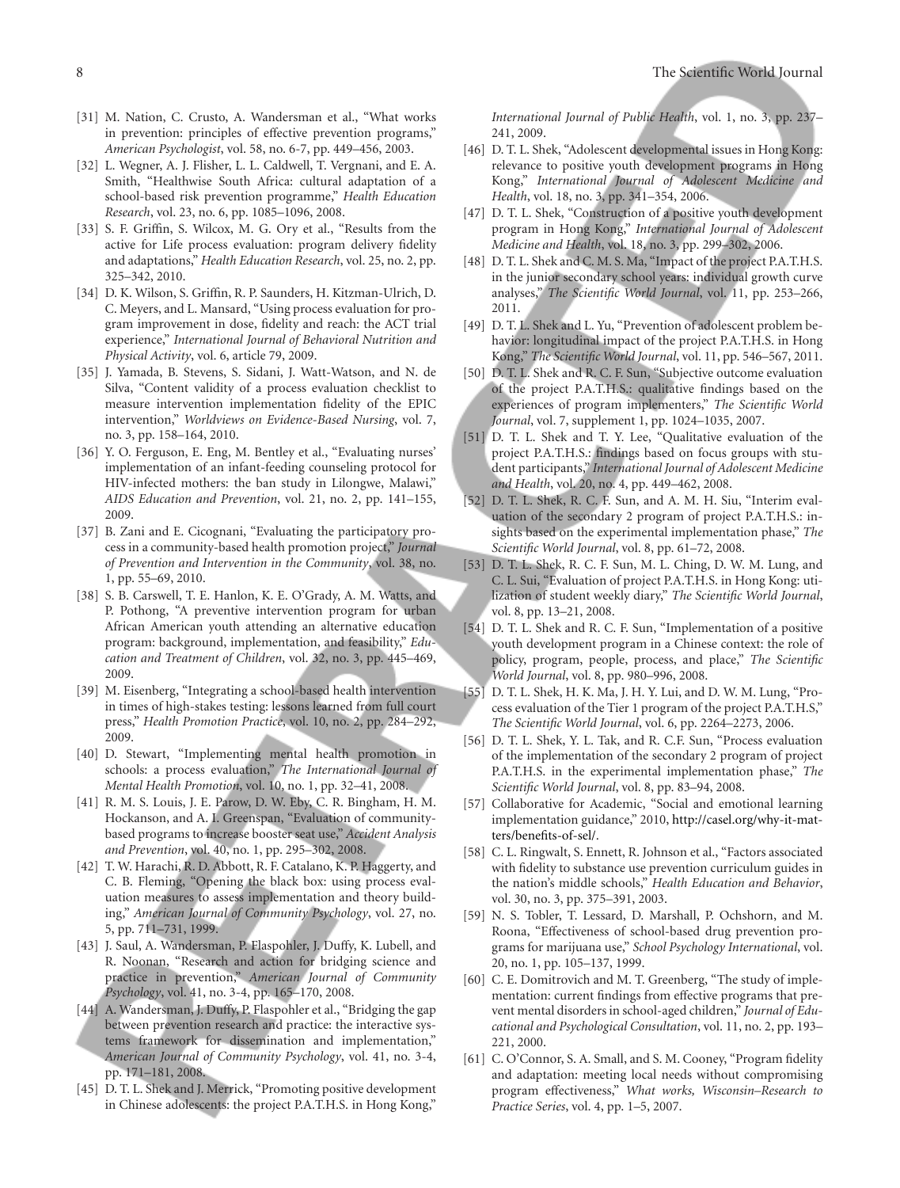[31] M. Nation, C. Crusto, A. Wandersman et al., "What works in prevention: principles of effective prevention programs," *American Psychologist*, vol. 58, no. 6-7, pp. 449–456, 2003.

[32] L. Wegner, A. J. Flisher, L. L. Caldwell, T. Vergnani, and E. A. Smith, "Healthwise South Africa: cultural adaptation of a school-based risk prevention programme," *Health Education Research*, vol. 23, no. 6, pp. 1085–1096, 2008.

[33] S. F. Griffin, S. Wilcox, M. G. Ory et al., "Results from the active for Life process evaluation: program delivery fidelity and adaptations," *Health Education Research*, vol. 25, no. 2, pp. 325–342, 2010.

[34] D. K. Wilson, S. Griffin, R. P. Saunders, H. Kitzman-Ulrich, D. C. Meyers, and L. Mansard, "Using process evaluation for program improvement in dose, fidelity and reach: the ACT trial experience," *International Journal of Behavioral Nutrition and Physical Activity*, vol. 6, article 79, 2009.

[35] J. Yamada, B. Stevens, S. Sidani, J. Watt-Watson, and N. de Silva, "Content validity of a process evaluation checklist to measure intervention implementation fidelity of the EPIC intervention," *Worldviews on Evidence-Based Nursing*, vol. 7, no. 3, pp. 158–164, 2010.

[36] Y. O. Ferguson, E. Eng, M. Bentley et al., "Evaluating nurses' implementation of an infant-feeding counseling protocol for HIV-infected mothers: the ban study in Lilongwe, Malawi," *AIDS Education and Prevention*, vol. 21, no. 2, pp. 141–155, 2009.

[37] B. Zani and E. Cicognani, "Evaluating the participatory process in a community-based health promotion project," *Journal of Prevention and Intervention in the Community*, vol. 38, no. 1, pp. 55–69, 2010.

[38] S. B. Carswell, T. E. Hanlon, K. E. O'Grady, A. M. Watts, and P. Pothong, "A preventive intervention program for urban African American youth attending an alternative education program: background, implementation, and feasibility," *Education and Treatment of Children*, vol. 32, no. 3, pp. 445–469, 2009.

[39] M. Eisenberg, "Integrating a school-based health intervention in times of high-stakes testing: lessons learned from full court press," *Health Promotion Practice*, vol. 10, no. 2, pp. 284–292, 2009.

[40] D. Stewart, "Implementing mental health promotion in schools: a process evaluation," *The International Journal of Mental Health Promotion*, vol. 10, no. 1, pp. 32–41, 2008.

[41] R. M. S. Louis, J. E. Parow, D. W. Eby, C. R. Bingham, H. M. Hockanson, and A. I. Greenspan, "Evaluation of community-based programs to increase booster seat use," *Accident Analysis and Prevention*, vol. 40, no. 1, pp. 295–302, 2008.

[42] T. W. Harachi, R. D. Abbott, R. F. Catalano, K. P. Haggerty, and C. B. Fleming, "Opening the black box: using process evaluation measures to assess implementation and theory building," *American Journal of Community Psychology*, vol. 27, no. 5, pp. 711–731, 1999.

[43] J. Saul, A. Wandersman, P. Flaspohler, J. Duffy, K. Lubell, and R. Noonan, "Research and action for bridging science and practice in prevention," *American Journal of Community Psychology*, vol. 41, no. 3-4, pp. 165–170, 2008.

[44] A. Wandersman, J. Duffy, P. Flaspohler et al., "Bridging the gap between prevention research and practice: the interactive systems framework for dissemination and implementation," *American Journal of Community Psychology*, vol. 41, no. 3-4, pp. 171–181, 2008.

[45] D. T. L. Shek and J. Merrick, "Promoting positive development in Chinese adolescents: the project P.A.T.H.S. in Hong Kong," *International Journal of Public Health*, vol. 1, no. 3, pp. 237–241, 2009.

[46] D. T. L. Shek, "Adolescent developmental issues in Hong Kong: relevance to positive youth development programs in Hong Kong," *International Journal of Adolescent Medicine and Health*, vol. 18, no. 3, pp. 341–354, 2006.

[47] D. T. L. Shek, "Construction of a positive youth development program in Hong Kong," *International Journal of Adolescent Medicine and Health*, vol. 18, no. 3, pp. 299–302, 2006.

[48] D. T. L. Shek and C. M. S. Ma, "Impact of the project P.A.T.H.S. in the junior secondary school years: individual growth curve analyses," *The Scientific World Journal*, vol. 11, pp. 253–266, 2011.

[49] D. T. L. Shek and L. Yu, "Prevention of adolescent problem behavior: longitudinal impact of the project P.A.T.H.S. in Hong Kong," *The Scientific World Journal*, vol. 11, pp. 546–567, 2011.

[50] D. T. L. Shek and R. C. F. Sun, "Subjective outcome evaluation of the project P.A.T.H.S.: qualitative findings based on the experiences of program implementers," *The Scientific World Journal*, vol. 7, supplement 1, pp. 1024–1035, 2007.

[51] D. T. L. Shek and T. Y. Lee, "Qualitative evaluation of the project P.A.T.H.S.: findings based on focus groups with student participants," *International Journal of Adolescent Medicine and Health*, vol. 20, no. 4, pp. 449–462, 2008.

[52] D. T. L. Shek, R. C. F. Sun, and A. M. H. Siu, "Interim evaluation of the secondary 2 program of project P.A.T.H.S.: insights based on the experimental implementation phase," *The Scientific World Journal*, vol. 8, pp. 61–72, 2008.

[53] D. T. L. Shek, R. C. F. Sun, M. L. Ching, D. W. M. Lung, and C. L. Sui, "Evaluation of project P.A.T.H.S. in Hong Kong: utilization of student weekly diary," *The Scientific World Journal*, vol. 8, pp. 13–21, 2008.

[54] D. T. L. Shek and R. C. F. Sun, "Implementation of a positive youth development program in a Chinese context: the role of policy, program, people, process, and place," *The Scientific World Journal*, vol. 8, pp. 980–996, 2008.

[55] D. T. L. Shek, H. K. Ma, J. H. Y. Lui, and D. W. M. Lung, "Process evaluation of the Tier 1 program of the project P.A.T.H.S," *The Scientific World Journal*, vol. 6, pp. 2264–2273, 2006.

[56] D. T. L. Shek, Y. L. Tak, and R. C.F. Sun, "Process evaluation of the implementation of the secondary 2 program of project P.A.T.H.S. in the experimental implementation phase," *The Scientific World Journal*, vol. 8, pp. 83–94, 2008.

[57] Collaborative for Academic, "Social and emotional learning implementation guidance," 2010, http://casel.org/why-it-matters/benefits-of-sel/.

[58] C. L. Ringwalt, S. Ennett, R. Johnson et al., "Factors associated with fidelity to substance use prevention curriculum guides in the nation's middle schools," *Health Education and Behavior*, vol. 30, no. 3, pp. 375–391, 2003.

[59] N. S. Tobler, T. Lessard, D. Marshall, P. Ochshorn, and M. Roona, "Effectiveness of school-based drug prevention programs for marijuana use," *School Psychology International*, vol. 20, no. 1, pp. 105–137, 1999.

[60] C. E. Domitrovich and M. T. Greenberg, "The study of implementation: current findings from effective programs that prevent mental disorders in school-aged children," *Journal of Educational and Psychological Consultation*, vol. 11, no. 2, pp. 193–221, 2000.

[61] C. O'Connor, S. A. Small, and S. M. Cooney, "Program fidelity and adaptation: meeting local needs without compromising program effectiveness," *What works, Wisconsin–Research to Practice Series*, vol. 4, pp. 1–5, 2007.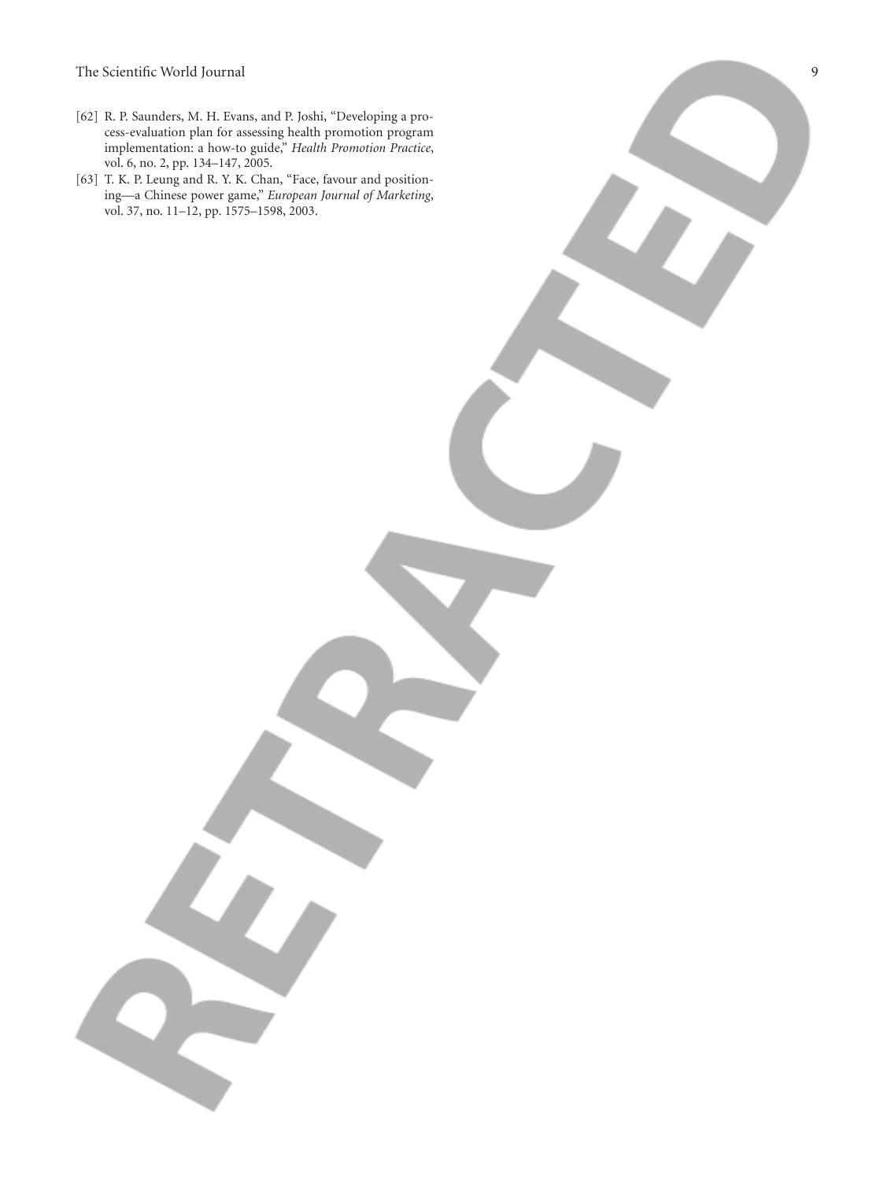[62] R. P. Saunders, M. H. Evans, and P. Joshi, "Developing a process-evaluation plan for assessing health promotion program implementation: a how-to guide," *Health Promotion Practice*, vol. 6, no. 2, pp. 134–147, 2005.

[63] T. K. P. Leung and R. Y. K. Chan, "Face, favour and positioning—a Chinese power game," *European Journal of Marketing*, vol. 37, no. 11–12, pp. 1575–1598, 2003.